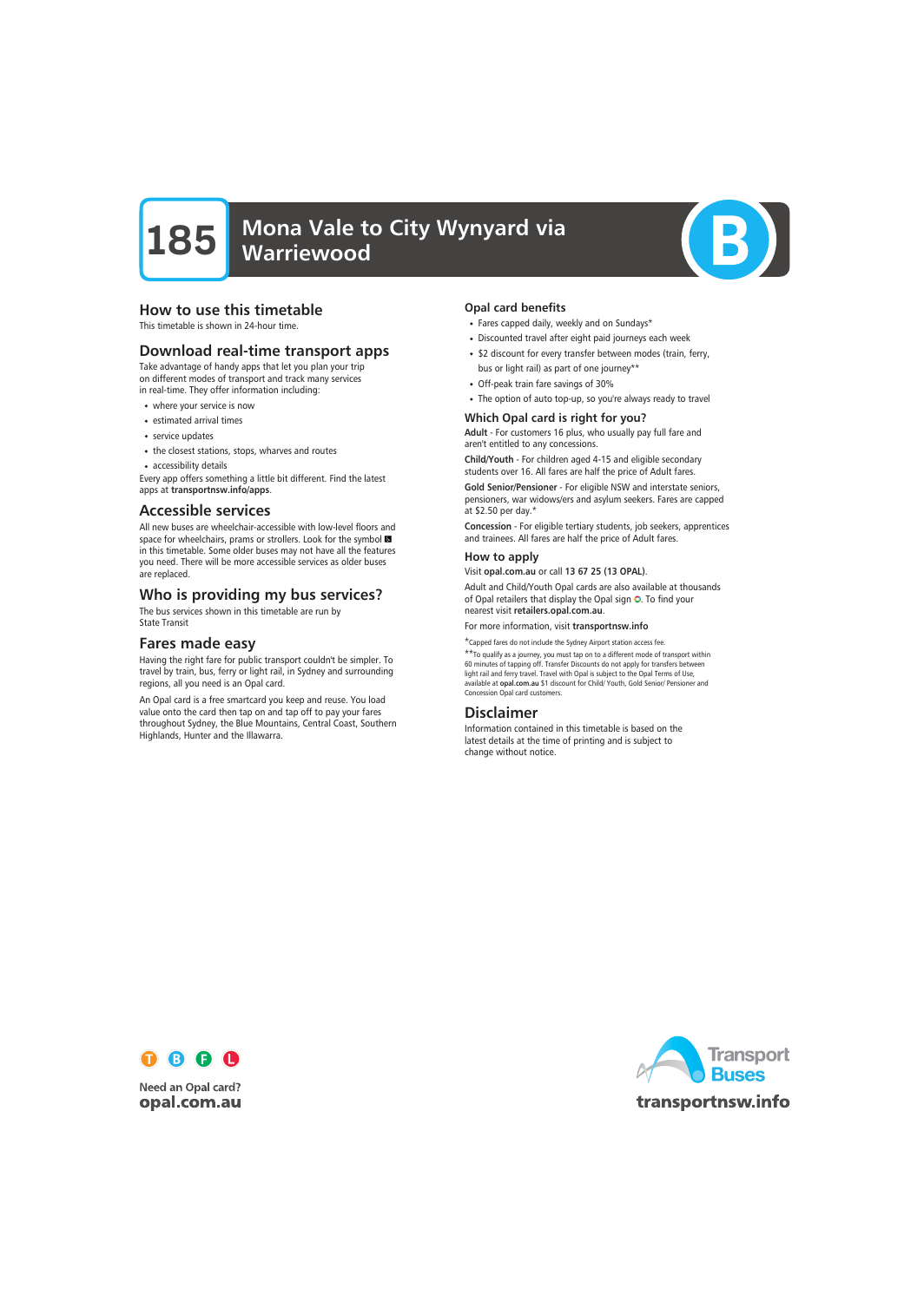# 185 Mona Vale to City Wynyard via Warriewood

## How to use this timetable

This timetable is shown in 24-hour time.

## Download real-time transport apps

Take advantage of handy apps that let you plan your trip on different modes of transport and track many services in real-time. They offer information including:

- where your service is now
- estimated arrival times
- service updates
- the closest stations, stops, wharves and routes
- accessibility details

Every app offers something a little bit different. Find the latest apps at **transportnsw.info/apps**.

## Accessible services

All new buses are wheelchair-accessible with low-level floors and space for wheelchairs, prams or strollers. Look for the symbol in this timetable. Some older buses may not have all the features you need. There will be more accessible services as older buses are replaced.

## Who is providing my bus services?

The bus services shown in this timetable are run by State Transit

## Fares made easy

Having the right fare for public transport couldn't be simpler. To travel by train, bus, ferry or light rail, in Sydney and surrounding regions, all you need is an Opal card.

An Opal card is a free smartcard you keep and reuse. You load value onto the card then tap on and tap off to pay your fares throughout Sydney, the Blue Mountains, Central Coast, Southern Highlands, Hunter and the Illawarra.

## Opal card benefits

- Fares capped daily, weekly and on Sundays*
- Discounted travel after eight paid journeys each week
- $2 discount for every transfer between modes (train, ferry, bus or light rail) as part of one journey**
- Off-peak train fare savings of 30%
- The option of auto top-up, so you're always ready to travel

## Which Opal card is right for you?

**Adult** - For customers 16 plus, who usually pay full fare and aren't entitled to any concessions.

**Child/Youth** - For children aged 4-15 and eligible secondary students over 16. All fares are half the price of Adult fares.

**Gold Senior/Pensioner** - For eligible NSW and interstate seniors, pensioners, war widows/ers and asylum seekers. Fares are capped at $2.50 per day.*

**Concession** - For eligible tertiary students, job seekers, apprentices and trainees. All fares are half the price of Adult fares.

## How to apply

Visit **opal.com.au** or call **13 67 25 (13 OPAL)**.

Adult and Child/Youth Opal cards are also available at thousands of Opal retailers that display the Opal sign. To find your nearest visit **retailers.opal.com.au**.

For more information, visit **transportnsw.info**

*Capped fares do not include the Sydney Airport station access fee.

**To qualify as a journey, you must tap on to a different mode of transport within 60 minutes of tapping off. Transfer Discounts do not apply for transfers between light rail and ferry travel. Travel with Opal is subject to the Opal Terms of Use, available at **opal.com.au** $1 discount for Child/ Youth, Gold Senior/ Pensioner and Concession Opal card customers.

## Disclaimer

Information contained in this timetable is based on the latest details at the time of printing and is subject to change without notice.

Need an Opal card?
**opal.com.au**

Transport Buses
**transportnsw.info**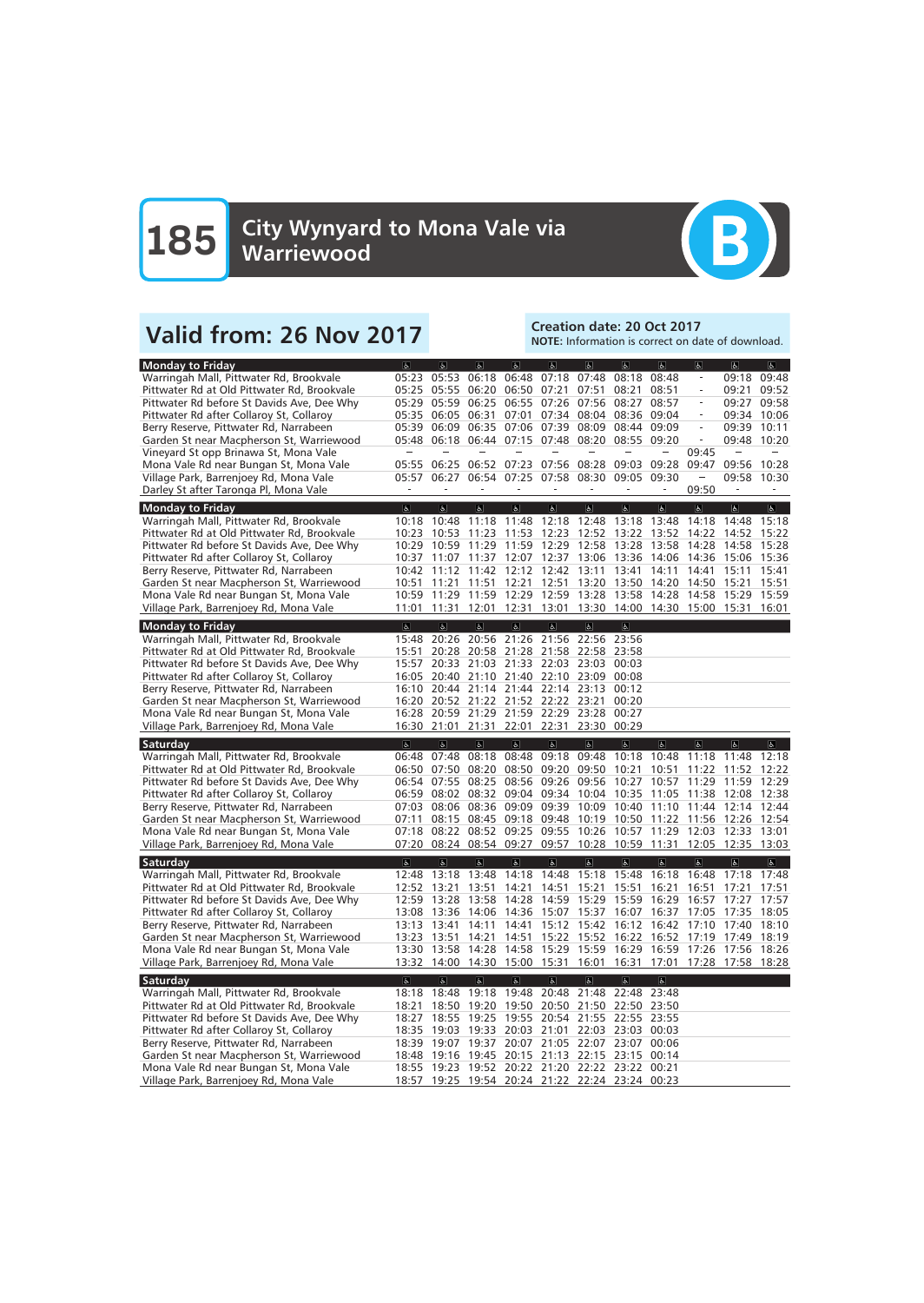# 185 City Wynyard to Mona Vale via Warriewood

B

## Valid from: 26 Nov 2017

**Creation date: 20 Oct 2017**
**NOTE:** Information is correct on date of download.

| Monday to Friday | ♿ | ♿ | ♿ | ♿ | ♿ | ♿ | ♿ | ♿ | ♿ | ♿ | ♿ |
|---|---|---|---|---|---|---|---|---|---|---|---|
| Warringah Mall, Pittwater Rd, Brookvale | 05:23 | 05:53 | 06:18 | 06:48 | 07:18 | 07:48 | 08:18 | 08:48 | - | 09:18 | 09:48 |
| Pittwater Rd at Old Pittwater Rd, Brookvale | 05:25 | 05:55 | 06:20 | 06:50 | 07:21 | 07:51 | 08:21 | 08:51 | - | 09:21 | 09:52 |
| Pittwater Rd before St Davids Ave, Dee Why | 05:29 | 05:59 | 06:25 | 06:55 | 07:26 | 07:56 | 08:27 | 08:57 | - | 09:27 | 09:58 |
| Pittwater Rd after Collaroy St, Collaroy | 05:35 | 06:05 | 06:31 | 07:01 | 07:34 | 08:04 | 08:36 | 09:04 | - | 09:34 | 10:06 |
| Berry Reserve, Pittwater Rd, Narrabeen | 05:39 | 06:09 | 06:35 | 07:06 | 07:39 | 08:09 | 08:44 | 09:09 | - | 09:39 | 10:11 |
| Garden St near Macpherson St, Warriewood | 05:48 | 06:18 | 06:44 | 07:15 | 07:48 | 08:20 | 08:55 | 09:20 | - | 09:48 | 10:20 |
| Vineyard St opp Brinawa St, Mona Vale | – | – | – | – | – | – | – | – | 09:45 | – | – |
| Mona Vale Rd near Bungan St, Mona Vale | 05:55 | 06:25 | 06:52 | 07:23 | 07:56 | 08:28 | 09:03 | 09:28 | 09:47 | 09:56 | 10:28 |
| Village Park, Barrenjoey Rd, Mona Vale | 05:57 | 06:27 | 06:54 | 07:25 | 07:58 | 08:30 | 09:05 | 09:30 | – | 09:58 | 10:30 |
| Darley St after Taronga Pl, Mona Vale | - | - | - | - | - | - | - | - | 09:50 | - | - |

| Monday to Friday | ♿ | ♿ | ♿ | ♿ | ♿ | ♿ | ♿ | ♿ | ♿ | ♿ | ♿ |
|---|---|---|---|---|---|---|---|---|---|---|---|
| Warringah Mall, Pittwater Rd, Brookvale | 10:18 | 10:48 | 11:18 | 11:48 | 12:18 | 12:48 | 13:18 | 13:48 | 14:18 | 14:48 | 15:18 |
| Pittwater Rd at Old Pittwater Rd, Brookvale | 10:23 | 10:53 | 11:23 | 11:53 | 12:23 | 12:52 | 13:22 | 13:52 | 14:22 | 14:52 | 15:22 |
| Pittwater Rd before St Davids Ave, Dee Why | 10:29 | 10:59 | 11:29 | 11:59 | 12:29 | 12:58 | 13:28 | 13:58 | 14:28 | 14:58 | 15:28 |
| Pittwater Rd after Collaroy St, Collaroy | 10:37 | 11:07 | 11:37 | 12:07 | 12:37 | 13:06 | 13:36 | 14:06 | 14:36 | 15:06 | 15:36 |
| Berry Reserve, Pittwater Rd, Narrabeen | 10:42 | 11:12 | 11:42 | 12:12 | 12:42 | 13:11 | 13:41 | 14:11 | 14:41 | 15:11 | 15:41 |
| Garden St near Macpherson St, Warriewood | 10:51 | 11:21 | 11:51 | 12:21 | 12:51 | 13:20 | 13:50 | 14:20 | 14:50 | 15:21 | 15:51 |
| Mona Vale Rd near Bungan St, Mona Vale | 10:59 | 11:29 | 11:59 | 12:29 | 12:59 | 13:28 | 13:58 | 14:28 | 14:58 | 15:29 | 15:59 |
| Village Park, Barrenjoey Rd, Mona Vale | 11:01 | 11:31 | 12:01 | 12:31 | 13:01 | 13:30 | 14:00 | 14:30 | 15:00 | 15:31 | 16:01 |

| Monday to Friday | ♿ | ♿ | ♿ | ♿ | ♿ | ♿ | ♿ |
|---|---|---|---|---|---|---|---|
| Warringah Mall, Pittwater Rd, Brookvale | 15:48 | 20:26 | 20:56 | 21:26 | 21:56 | 22:56 | 23:56 |
| Pittwater Rd at Old Pittwater Rd, Brookvale | 15:51 | 20:28 | 20:58 | 21:28 | 21:58 | 22:58 | 23:58 |
| Pittwater Rd before St Davids Ave, Dee Why | 15:57 | 20:33 | 21:03 | 21:33 | 22:03 | 23:03 | 00:03 |
| Pittwater Rd after Collaroy St, Collaroy | 16:05 | 20:40 | 21:10 | 21:40 | 22:10 | 23:09 | 00:08 |
| Berry Reserve, Pittwater Rd, Narrabeen | 16:10 | 20:44 | 21:14 | 21:44 | 22:14 | 23:13 | 00:12 |
| Garden St near Macpherson St, Warriewood | 16:20 | 20:52 | 21:22 | 21:52 | 22:22 | 23:21 | 00:20 |
| Mona Vale Rd near Bungan St, Mona Vale | 16:28 | 20:59 | 21:29 | 21:59 | 22:29 | 23:28 | 00:27 |
| Village Park, Barrenjoey Rd, Mona Vale | 16:30 | 21:01 | 21:31 | 22:01 | 22:31 | 23:30 | 00:29 |

| Saturday | ♿ | ♿ | ♿ | ♿ | ♿ | ♿ | ♿ | ♿ | ♿ | ♿ | ♿ |
|---|---|---|---|---|---|---|---|---|---|---|---|
| Warringah Mall, Pittwater Rd, Brookvale | 06:48 | 07:48 | 08:18 | 08:48 | 09:18 | 09:48 | 10:18 | 10:48 | 11:18 | 11:48 | 12:18 |
| Pittwater Rd at Old Pittwater Rd, Brookvale | 06:50 | 07:50 | 08:20 | 08:50 | 09:20 | 09:50 | 10:21 | 10:51 | 11:22 | 11:52 | 12:22 |
| Pittwater Rd before St Davids Ave, Dee Why | 06:54 | 07:55 | 08:25 | 08:56 | 09:26 | 09:56 | 10:27 | 10:57 | 11:29 | 11:59 | 12:29 |
| Pittwater Rd after Collaroy St, Collaroy | 06:59 | 08:02 | 08:32 | 09:04 | 09:34 | 10:04 | 10:35 | 11:05 | 11:38 | 12:08 | 12:38 |
| Berry Reserve, Pittwater Rd, Narrabeen | 07:03 | 08:06 | 08:36 | 09:09 | 09:39 | 10:09 | 10:40 | 11:10 | 11:44 | 12:14 | 12:44 |
| Garden St near Macpherson St, Warriewood | 07:11 | 08:15 | 08:45 | 09:18 | 09:48 | 10:19 | 10:50 | 11:22 | 11:56 | 12:26 | 12:54 |
| Mona Vale Rd near Bungan St, Mona Vale | 07:18 | 08:22 | 08:52 | 09:25 | 09:55 | 10:26 | 10:57 | 11:29 | 12:03 | 12:33 | 13:01 |
| Village Park, Barrenjoey Rd, Mona Vale | 07:20 | 08:24 | 08:54 | 09:27 | 09:57 | 10:28 | 10:59 | 11:31 | 12:05 | 12:35 | 13:03 |

| Saturday | ♿ | ♿ | ♿ | ♿ | ♿ | ♿ | ♿ | ♿ | ♿ | ♿ | ♿ |
|---|---|---|---|---|---|---|---|---|---|---|---|
| Warringah Mall, Pittwater Rd, Brookvale | 12:48 | 13:18 | 13:48 | 14:18 | 14:48 | 15:18 | 15:48 | 16:18 | 16:48 | 17:18 | 17:48 |
| Pittwater Rd at Old Pittwater Rd, Brookvale | 12:52 | 13:21 | 13:51 | 14:21 | 14:51 | 15:21 | 15:51 | 16:21 | 16:51 | 17:21 | 17:51 |
| Pittwater Rd before St Davids Ave, Dee Why | 12:59 | 13:28 | 13:58 | 14:28 | 14:59 | 15:29 | 15:59 | 16:29 | 16:57 | 17:27 | 17:57 |
| Pittwater Rd after Collaroy St, Collaroy | 13:08 | 13:36 | 14:06 | 14:36 | 15:07 | 15:37 | 16:07 | 16:37 | 17:05 | 17:35 | 18:05 |
| Berry Reserve, Pittwater Rd, Narrabeen | 13:13 | 13:41 | 14:11 | 14:41 | 15:12 | 15:42 | 16:12 | 16:42 | 17:10 | 17:40 | 18:10 |
| Garden St near Macpherson St, Warriewood | 13:23 | 13:51 | 14:21 | 14:51 | 15:22 | 15:52 | 16:22 | 16:52 | 17:19 | 17:49 | 18:19 |
| Mona Vale Rd near Bungan St, Mona Vale | 13:30 | 13:58 | 14:28 | 14:58 | 15:29 | 15:59 | 16:29 | 16:59 | 17:26 | 17:56 | 18:26 |
| Village Park, Barrenjoey Rd, Mona Vale | 13:32 | 14:00 | 14:30 | 15:00 | 15:31 | 16:01 | 16:31 | 17:01 | 17:28 | 17:58 | 18:28 |

| Saturday | ♿ | ♿ | ♿ | ♿ | ♿ | ♿ | ♿ | ♿ |
|---|---|---|---|---|---|---|---|---|
| Warringah Mall, Pittwater Rd, Brookvale | 18:18 | 18:48 | 19:18 | 19:48 | 20:48 | 21:48 | 22:48 | 23:48 |
| Pittwater Rd at Old Pittwater Rd, Brookvale | 18:21 | 18:50 | 19:20 | 19:50 | 20:50 | 21:50 | 22:50 | 23:50 |
| Pittwater Rd before St Davids Ave, Dee Why | 18:27 | 18:55 | 19:25 | 19:55 | 20:54 | 21:55 | 22:55 | 23:55 |
| Pittwater Rd after Collaroy St, Collaroy | 18:35 | 19:03 | 19:33 | 20:03 | 21:01 | 22:03 | 23:03 | 00:03 |
| Berry Reserve, Pittwater Rd, Narrabeen | 18:39 | 19:07 | 19:37 | 20:07 | 21:05 | 22:07 | 23:07 | 00:06 |
| Garden St near Macpherson St, Warriewood | 18:48 | 19:16 | 19:45 | 20:15 | 21:13 | 22:15 | 23:15 | 00:14 |
| Mona Vale Rd near Bungan St, Mona Vale | 18:55 | 19:23 | 19:52 | 20:22 | 21:20 | 22:22 | 23:22 | 00:21 |
| Village Park, Barrenjoey Rd, Mona Vale | 18:57 | 19:25 | 19:54 | 20:24 | 21:22 | 22:24 | 23:24 | 00:23 |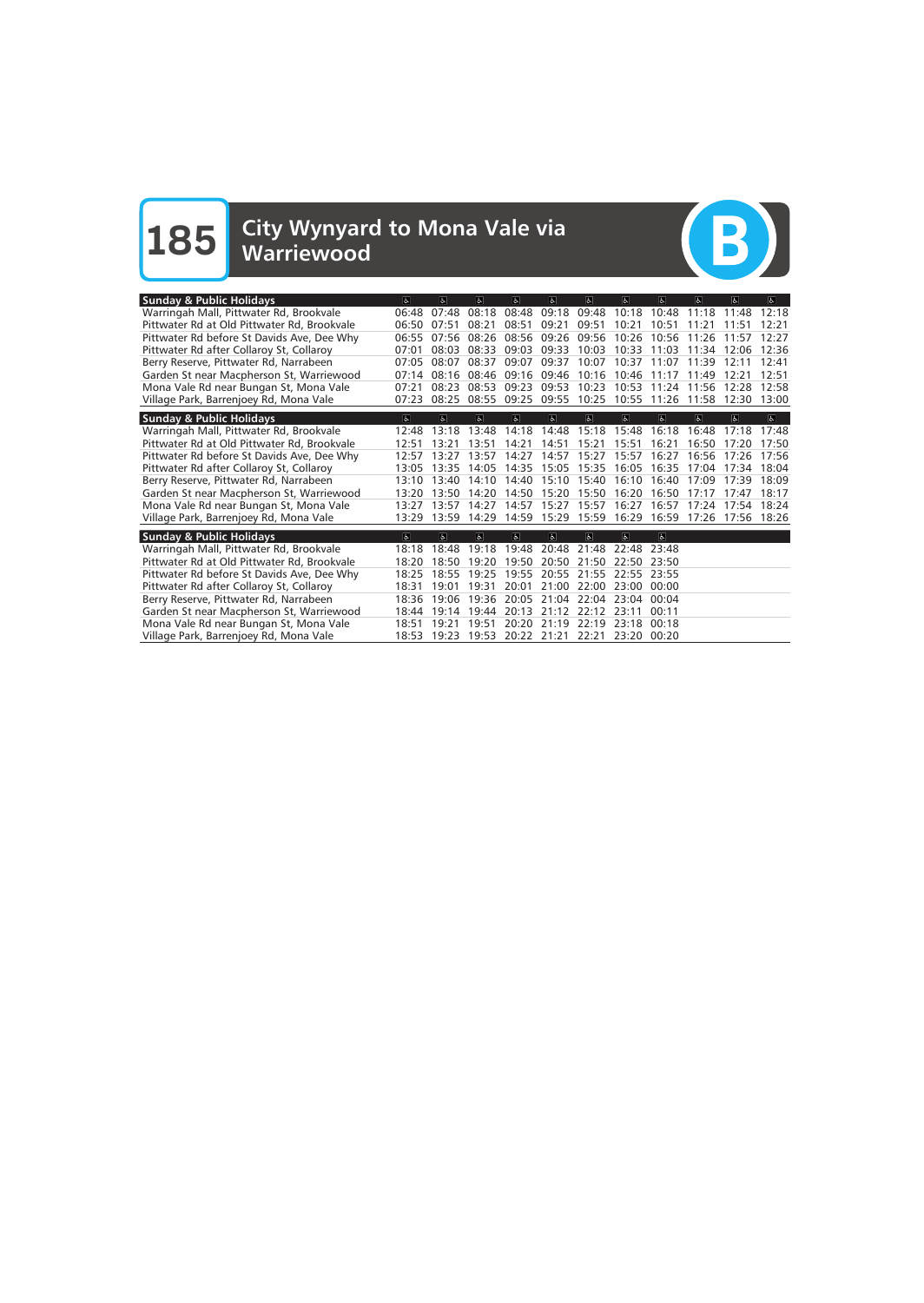# 185 City Wynyard to Mona Vale via Warriewood

B

| Sunday & Public Holidays | ♿ | ♿ | ♿ | ♿ | ♿ | ♿ | ♿ | ♿ | ♿ | ♿ | ♿ |
|---|---|---|---|---|---|---|---|---|---|---|---|
| Warringah Mall, Pittwater Rd, Brookvale | 06:48 | 07:48 | 08:18 | 08:48 | 09:18 | 09:48 | 10:18 | 10:48 | 11:18 | 11:48 | 12:18 |
| Pittwater Rd at Old Pittwater Rd, Brookvale | 06:50 | 07:51 | 08:21 | 08:51 | 09:21 | 09:51 | 10:21 | 10:51 | 11:21 | 11:51 | 12:21 |
| Pittwater Rd before St Davids Ave, Dee Why | 06:55 | 07:56 | 08:26 | 08:56 | 09:26 | 09:56 | 10:26 | 10:56 | 11:26 | 11:57 | 12:27 |
| Pittwater Rd after Collaroy St, Collaroy | 07:01 | 08:03 | 08:33 | 09:03 | 09:33 | 10:03 | 10:33 | 11:03 | 11:34 | 12:06 | 12:36 |
| Berry Reserve, Pittwater Rd, Narrabeen | 07:05 | 08:07 | 08:37 | 09:07 | 09:37 | 10:07 | 10:37 | 11:07 | 11:39 | 12:11 | 12:41 |
| Garden St near Macpherson St, Warriewood | 07:14 | 08:16 | 08:46 | 09:16 | 09:46 | 10:16 | 10:46 | 11:17 | 11:49 | 12:21 | 12:51 |
| Mona Vale Rd near Bungan St, Mona Vale | 07:21 | 08:23 | 08:53 | 09:23 | 09:53 | 10:23 | 10:53 | 11:24 | 11:56 | 12:28 | 12:58 |
| Village Park, Barrenjoey Rd, Mona Vale | 07:23 | 08:25 | 08:55 | 09:25 | 09:55 | 10:25 | 10:55 | 11:26 | 11:58 | 12:30 | 13:00 |

| Sunday & Public Holidays | ♿ | ♿ | ♿ | ♿ | ♿ | ♿ | ♿ | ♿ | ♿ | ♿ | ♿ |
|---|---|---|---|---|---|---|---|---|---|---|---|
| Warringah Mall, Pittwater Rd, Brookvale | 12:48 | 13:18 | 13:48 | 14:18 | 14:48 | 15:18 | 15:48 | 16:18 | 16:48 | 17:18 | 17:48 |
| Pittwater Rd at Old Pittwater Rd, Brookvale | 12:51 | 13:21 | 13:51 | 14:21 | 14:51 | 15:21 | 15:51 | 16:21 | 16:50 | 17:20 | 17:50 |
| Pittwater Rd before St Davids Ave, Dee Why | 12:57 | 13:27 | 13:57 | 14:27 | 14:57 | 15:27 | 15:57 | 16:27 | 16:56 | 17:26 | 17:56 |
| Pittwater Rd after Collaroy St, Collaroy | 13:05 | 13:35 | 14:05 | 14:35 | 15:05 | 15:35 | 16:05 | 16:35 | 17:04 | 17:34 | 18:04 |
| Berry Reserve, Pittwater Rd, Narrabeen | 13:10 | 13:40 | 14:10 | 14:40 | 15:10 | 15:40 | 16:10 | 16:40 | 17:09 | 17:39 | 18:09 |
| Garden St near Macpherson St, Warriewood | 13:20 | 13:50 | 14:20 | 14:50 | 15:20 | 15:50 | 16:20 | 16:50 | 17:17 | 17:47 | 18:17 |
| Mona Vale Rd near Bungan St, Mona Vale | 13:27 | 13:57 | 14:27 | 14:57 | 15:27 | 15:57 | 16:27 | 16:57 | 17:24 | 17:54 | 18:24 |
| Village Park, Barrenjoey Rd, Mona Vale | 13:29 | 13:59 | 14:29 | 14:59 | 15:29 | 15:59 | 16:29 | 16:59 | 17:26 | 17:56 | 18:26 |

| Sunday & Public Holidays | ♿ | ♿ | ♿ | ♿ | ♿ | ♿ | ♿ | ♿ |
|---|---|---|---|---|---|---|---|---|
| Warringah Mall, Pittwater Rd, Brookvale | 18:18 | 18:48 | 19:18 | 19:48 | 20:48 | 21:48 | 22:48 | 23:48 |
| Pittwater Rd at Old Pittwater Rd, Brookvale | 18:20 | 18:50 | 19:20 | 19:50 | 20:50 | 21:50 | 22:50 | 23:50 |
| Pittwater Rd before St Davids Ave, Dee Why | 18:25 | 18:55 | 19:25 | 19:55 | 20:55 | 21:55 | 22:55 | 23:55 |
| Pittwater Rd after Collaroy St, Collaroy | 18:31 | 19:01 | 19:31 | 20:01 | 21:00 | 22:00 | 23:00 | 00:00 |
| Berry Reserve, Pittwater Rd, Narrabeen | 18:36 | 19:06 | 19:36 | 20:05 | 21:04 | 22:04 | 23:04 | 00:04 |
| Garden St near Macpherson St, Warriewood | 18:44 | 19:14 | 19:44 | 20:13 | 21:12 | 22:12 | 23:11 | 00:11 |
| Mona Vale Rd near Bungan St, Mona Vale | 18:51 | 19:21 | 19:51 | 20:20 | 21:19 | 22:19 | 23:18 | 00:18 |
| Village Park, Barrenjoey Rd, Mona Vale | 18:53 | 19:23 | 19:53 | 20:22 | 21:21 | 22:21 | 23:20 | 00:20 |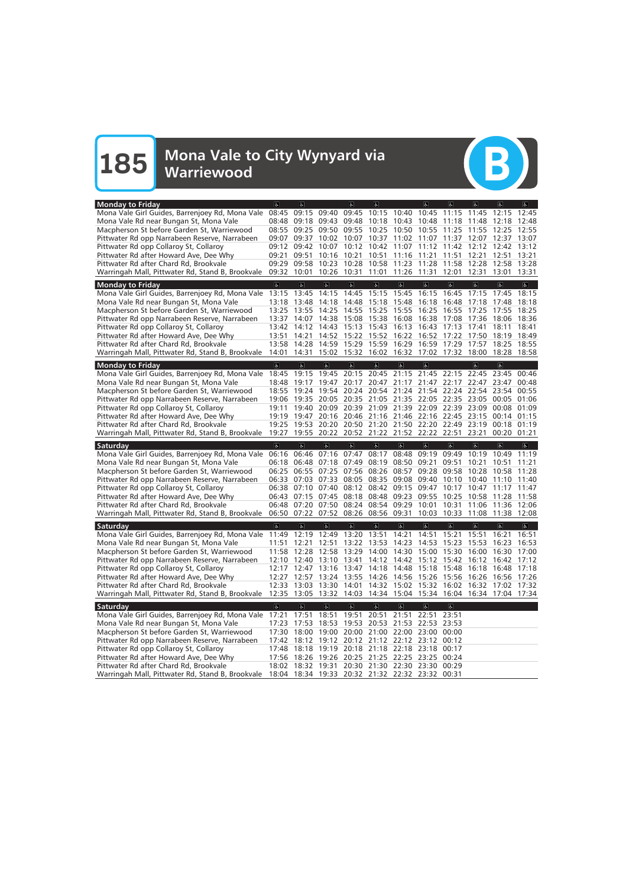# 185 Mona Vale to City Wynyard via Warriewood

B

| Monday to Friday | ♿ | ♿ | | ♿ | ♿ | | ♿ | ♿ | ♿ | ♿ | ♿ |
|---|---|---|---|---|---|---|---|---|---|---|---|
| Mona Vale Girl Guides, Barrenjoey Rd, Mona Vale | 08:45 | 09:15 | 09:40 | 09:45 | 10:15 | 10:40 | 10:45 | 11:15 | 11:45 | 12:15 | 12:45 |
| Mona Vale Rd near Bungan St, Mona Vale | 08:48 | 09:18 | 09:43 | 09:48 | 10:18 | 10:43 | 10:48 | 11:18 | 11:48 | 12:18 | 12:48 |
| Macpherson St before Garden St, Warriewood | 08:55 | 09:25 | 09:50 | 09:55 | 10:25 | 10:50 | 10:55 | 11:25 | 11:55 | 12:25 | 12:55 |
| Pittwater Rd opp Narrabeen Reserve, Narrabeen | 09:07 | 09:37 | 10:02 | 10:07 | 10:37 | 11:02 | 11:07 | 11:37 | 12:07 | 12:37 | 13:07 |
| Pittwater Rd opp Collaroy St, Collaroy | 09:12 | 09:42 | 10:07 | 10:12 | 10:42 | 11:07 | 11:12 | 11:42 | 12:12 | 12:42 | 13:12 |
| Pittwater Rd after Howard Ave, Dee Why | 09:21 | 09:51 | 10:16 | 10:21 | 10:51 | 11:16 | 11:21 | 11:51 | 12:21 | 12:51 | 13:21 |
| Pittwater Rd after Chard Rd, Brookvale | 09:29 | 09:58 | 10:23 | 10:28 | 10:58 | 11:23 | 11:28 | 11:58 | 12:28 | 12:58 | 13:28 |
| Warringah Mall, Pittwater Rd, Stand B, Brookvale | 09:32 | 10:01 | 10:26 | 10:31 | 11:01 | 11:26 | 11:31 | 12:01 | 12:31 | 13:01 | 13:31 |

| Monday to Friday | ♿ | ♿ | ♿ | ♿ | ♿ | ♿ | ♿ | ♿ | ♿ | ♿ | ♿ |
|---|---|---|---|---|---|---|---|---|---|---|---|
| Mona Vale Girl Guides, Barrenjoey Rd, Mona Vale | 13:15 | 13:45 | 14:15 | 14:45 | 15:15 | 15:45 | 16:15 | 16:45 | 17:15 | 17:45 | 18:15 |
| Mona Vale Rd near Bungan St, Mona Vale | 13:18 | 13:48 | 14:18 | 14:48 | 15:18 | 15:48 | 16:18 | 16:48 | 17:18 | 17:48 | 18:18 |
| Macpherson St before Garden St, Warriewood | 13:25 | 13:55 | 14:25 | 14:55 | 15:25 | 15:55 | 16:25 | 16:55 | 17:25 | 17:55 | 18:25 |
| Pittwater Rd opp Narrabeen Reserve, Narrabeen | 13:37 | 14:07 | 14:38 | 15:08 | 15:38 | 16:08 | 16:38 | 17:08 | 17:36 | 18:06 | 18:36 |
| Pittwater Rd opp Collaroy St, Collaroy | 13:42 | 14:12 | 14:43 | 15:13 | 15:43 | 16:13 | 16:43 | 17:13 | 17:41 | 18:11 | 18:41 |
| Pittwater Rd after Howard Ave, Dee Why | 13:51 | 14:21 | 14:52 | 15:22 | 15:52 | 16:22 | 16:52 | 17:22 | 17:50 | 18:19 | 18:49 |
| Pittwater Rd after Chard Rd, Brookvale | 13:58 | 14:28 | 14:59 | 15:29 | 15:59 | 16:29 | 16:59 | 17:29 | 17:57 | 18:25 | 18:55 |
| Warringah Mall, Pittwater Rd, Stand B, Brookvale | 14:01 | 14:31 | 15:02 | 15:32 | 16:02 | 16:32 | 17:02 | 17:32 | 18:00 | 18:28 | 18:58 |

| Monday to Friday | ♿ | ♿ | ♿ | ♿ | ♿ | ♿ | ♿ | | ♿ | | |
|---|---|---|---|---|---|---|---|---|---|---|---|
| Mona Vale Girl Guides, Barrenjoey Rd, Mona Vale | 18:45 | 19:15 | 19:45 | 20:15 | 20:45 | 21:15 | 21:45 | 22:15 | 22:45 | 23:45 | 00:46 |
| Mona Vale Rd near Bungan St, Mona Vale | 18:48 | 19:17 | 19:47 | 20:17 | 20:47 | 21:17 | 21:47 | 22:17 | 22:47 | 23:47 | 00:48 |
| Macpherson St before Garden St, Warriewood | 18:55 | 19:24 | 19:54 | 20:24 | 20:54 | 21:24 | 21:54 | 22:24 | 22:54 | 23:54 | 00:55 |
| Pittwater Rd opp Narrabeen Reserve, Narrabeen | 19:06 | 19:35 | 20:05 | 20:35 | 21:05 | 21:35 | 22:05 | 22:35 | 23:05 | 00:05 | 01:06 |
| Pittwater Rd opp Collaroy St, Collaroy | 19:11 | 19:40 | 20:09 | 20:39 | 21:09 | 21:39 | 22:09 | 22:39 | 23:09 | 00:08 | 01:09 |
| Pittwater Rd after Howard Ave, Dee Why | 19:19 | 19:47 | 20:16 | 20:46 | 21:16 | 21:46 | 22:16 | 22:45 | 23:15 | 00:14 | 01:15 |
| Pittwater Rd after Chard Rd, Brookvale | 19:25 | 19:53 | 20:20 | 20:50 | 21:20 | 21:50 | 22:20 | 22:49 | 23:19 | 00:18 | 01:19 |
| Warringah Mall, Pittwater Rd, Stand B, Brookvale | 19:27 | 19:55 | 20:22 | 20:52 | 21:22 | 21:52 | 22:22 | 22:51 | 23:21 | 00:20 | 01:21 |

| Saturday | ♿ | ♿ | ♿ | ♿ | ♿ | ♿ | ♿ | ♿ | ♿ | ♿ | ♿ |
|---|---|---|---|---|---|---|---|---|---|---|---|
| Mona Vale Girl Guides, Barrenjoey Rd, Mona Vale | 06:16 | 06:46 | 07:16 | 07:47 | 08:17 | 08:48 | 09:19 | 09:49 | 10:19 | 10:49 | 11:19 |
| Mona Vale Rd near Bungan St, Mona Vale | 06:18 | 06:48 | 07:18 | 07:49 | 08:19 | 08:50 | 09:21 | 09:51 | 10:21 | 10:51 | 11:21 |
| Macpherson St before Garden St, Warriewood | 06:25 | 06:55 | 07:25 | 07:56 | 08:26 | 08:57 | 09:28 | 09:58 | 10:28 | 10:58 | 11:28 |
| Pittwater Rd opp Narrabeen Reserve, Narrabeen | 06:33 | 07:03 | 07:33 | 08:05 | 08:35 | 09:08 | 09:40 | 10:10 | 10:40 | 11:10 | 11:40 |
| Pittwater Rd opp Collaroy St, Collaroy | 06:38 | 07:10 | 07:40 | 08:12 | 08:42 | 09:15 | 09:47 | 10:17 | 10:47 | 11:17 | 11:47 |
| Pittwater Rd after Howard Ave, Dee Why | 06:43 | 07:15 | 07:45 | 08:18 | 08:48 | 09:23 | 09:55 | 10:25 | 10:58 | 11:28 | 11:58 |
| Pittwater Rd after Chard Rd, Brookvale | 06:48 | 07:20 | 07:50 | 08:24 | 08:54 | 09:29 | 10:01 | 10:31 | 11:06 | 11:36 | 12:06 |
| Warringah Mall, Pittwater Rd, Stand B, Brookvale | 06:50 | 07:22 | 07:52 | 08:26 | 08:56 | 09:31 | 10:03 | 10:33 | 11:08 | 11:38 | 12:08 |

| Saturday | ♿ | ♿ | ♿ | ♿ | ♿ | ♿ | ♿ | ♿ | ♿ | ♿ | ♿ |
|---|---|---|---|---|---|---|---|---|---|---|---|
| Mona Vale Girl Guides, Barrenjoey Rd, Mona Vale | 11:49 | 12:19 | 12:49 | 13:20 | 13:51 | 14:21 | 14:51 | 15:21 | 15:51 | 16:21 | 16:51 |
| Mona Vale Rd near Bungan St, Mona Vale | 11:51 | 12:21 | 12:51 | 13:22 | 13:53 | 14:23 | 14:53 | 15:23 | 15:53 | 16:23 | 16:53 |
| Macpherson St before Garden St, Warriewood | 11:58 | 12:28 | 12:58 | 13:29 | 14:00 | 14:30 | 15:00 | 15:30 | 16:00 | 16:30 | 17:00 |
| Pittwater Rd opp Narrabeen Reserve, Narrabeen | 12:10 | 12:40 | 13:10 | 13:41 | 14:12 | 14:42 | 15:12 | 15:42 | 16:12 | 16:42 | 17:12 |
| Pittwater Rd opp Collaroy St, Collaroy | 12:17 | 12:47 | 13:16 | 13:47 | 14:18 | 14:48 | 15:18 | 15:48 | 16:18 | 16:48 | 17:18 |
| Pittwater Rd after Howard Ave, Dee Why | 12:27 | 12:57 | 13:24 | 13:55 | 14:26 | 14:56 | 15:26 | 15:56 | 16:26 | 16:56 | 17:26 |
| Pittwater Rd after Chard Rd, Brookvale | 12:33 | 13:03 | 13:30 | 14:01 | 14:32 | 15:02 | 15:32 | 16:02 | 16:32 | 17:02 | 17:32 |
| Warringah Mall, Pittwater Rd, Stand B, Brookvale | 12:35 | 13:05 | 13:32 | 14:03 | 14:34 | 15:04 | 15:34 | 16:04 | 16:34 | 17:04 | 17:34 |

| Saturday | ♿ | ♿ | ♿ | ♿ | ♿ | ♿ | ♿ | ♿ |
|---|---|---|---|---|---|---|---|---|
| Mona Vale Girl Guides, Barrenjoey Rd, Mona Vale | 17:21 | 17:51 | 18:51 | 19:51 | 20:51 | 21:51 | 22:51 | 23:51 |
| Mona Vale Rd near Bungan St, Mona Vale | 17:23 | 17:53 | 18:53 | 19:53 | 20:53 | 21:53 | 22:53 | 23:53 |
| Macpherson St before Garden St, Warriewood | 17:30 | 18:00 | 19:00 | 20:00 | 21:00 | 22:00 | 23:00 | 00:00 |
| Pittwater Rd opp Narrabeen Reserve, Narrabeen | 17:42 | 18:12 | 19:12 | 20:12 | 21:12 | 22:12 | 23:12 | 00:12 |
| Pittwater Rd opp Collaroy St, Collaroy | 17:48 | 18:18 | 19:19 | 20:18 | 21:18 | 22:18 | 23:18 | 00:17 |
| Pittwater Rd after Howard Ave, Dee Why | 17:56 | 18:26 | 19:26 | 20:25 | 21:25 | 22:25 | 23:25 | 00:24 |
| Pittwater Rd after Chard Rd, Brookvale | 18:02 | 18:32 | 19:31 | 20:30 | 21:30 | 22:30 | 23:30 | 00:29 |
| Warringah Mall, Pittwater Rd, Stand B, Brookvale | 18:04 | 18:34 | 19:33 | 20:32 | 21:32 | 22:32 | 23:32 | 00:31 |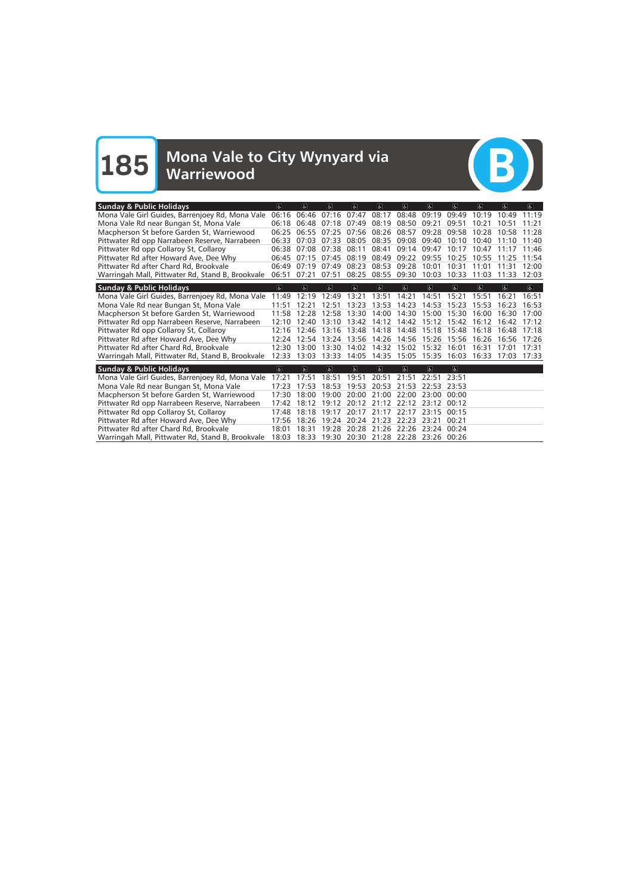# 185 Mona Vale to City Wynyard via Warriewood

B

| Sunday & Public Holidays | ♿ | ♿ | ♿ | ♿ | ♿ | ♿ | ♿ | ♿ | ♿ | ♿ | ♿ |
|---|---|---|---|---|---|---|---|---|---|---|---|
| Mona Vale Girl Guides, Barrenjoey Rd, Mona Vale | 06:16 | 06:46 | 07:16 | 07:47 | 08:17 | 08:48 | 09:19 | 09:49 | 10:19 | 10:49 | 11:19 |
| Mona Vale Rd near Bungan St, Mona Vale | 06:18 | 06:48 | 07:18 | 07:49 | 08:19 | 08:50 | 09:21 | 09:51 | 10:21 | 10:51 | 11:21 |
| Macpherson St before Garden St, Warriewood | 06:25 | 06:55 | 07:25 | 07:56 | 08:26 | 08:57 | 09:28 | 09:58 | 10:28 | 10:58 | 11:28 |
| Pittwater Rd opp Narrabeen Reserve, Narrabeen | 06:33 | 07:03 | 07:33 | 08:05 | 08:35 | 09:08 | 09:40 | 10:10 | 10:40 | 11:10 | 11:40 |
| Pittwater Rd opp Collaroy St, Collaroy | 06:38 | 07:08 | 07:38 | 08:11 | 08:41 | 09:14 | 09:47 | 10:17 | 10:47 | 11:17 | 11:46 |
| Pittwater Rd after Howard Ave, Dee Why | 06:45 | 07:15 | 07:45 | 08:19 | 08:49 | 09:22 | 09:55 | 10:25 | 10:55 | 11:25 | 11:54 |
| Pittwater Rd after Chard Rd, Brookvale | 06:49 | 07:19 | 07:49 | 08:23 | 08:53 | 09:28 | 10:01 | 10:31 | 11:01 | 11:31 | 12:00 |
| Warringah Mall, Pittwater Rd, Stand B, Brookvale | 06:51 | 07:21 | 07:51 | 08:25 | 08:55 | 09:30 | 10:03 | 10:33 | 11:03 | 11:33 | 12:03 |

| Sunday & Public Holidays | ♿ | ♿ | ♿ | ♿ | ♿ | ♿ | ♿ | ♿ | ♿ | ♿ | ♿ |
|---|---|---|---|---|---|---|---|---|---|---|---|
| Mona Vale Girl Guides, Barrenjoey Rd, Mona Vale | 11:49 | 12:19 | 12:49 | 13:21 | 13:51 | 14:21 | 14:51 | 15:21 | 15:51 | 16:21 | 16:51 |
| Mona Vale Rd near Bungan St, Mona Vale | 11:51 | 12:21 | 12:51 | 13:23 | 13:53 | 14:23 | 14:53 | 15:23 | 15:53 | 16:23 | 16:53 |
| Macpherson St before Garden St, Warriewood | 11:58 | 12:28 | 12:58 | 13:30 | 14:00 | 14:30 | 15:00 | 15:30 | 16:00 | 16:30 | 17:00 |
| Pittwater Rd opp Narrabeen Reserve, Narrabeen | 12:10 | 12:40 | 13:10 | 13:42 | 14:12 | 14:42 | 15:12 | 15:42 | 16:12 | 16:42 | 17:12 |
| Pittwater Rd opp Collaroy St, Collaroy | 12:16 | 12:46 | 13:16 | 13:48 | 14:18 | 14:48 | 15:18 | 15:48 | 16:18 | 16:48 | 17:18 |
| Pittwater Rd after Howard Ave, Dee Why | 12:24 | 12:54 | 13:24 | 13:56 | 14:26 | 14:56 | 15:26 | 15:56 | 16:26 | 16:56 | 17:26 |
| Pittwater Rd after Chard Rd, Brookvale | 12:30 | 13:00 | 13:30 | 14:02 | 14:32 | 15:02 | 15:32 | 16:01 | 16:31 | 17:01 | 17:31 |
| Warringah Mall, Pittwater Rd, Stand B, Brookvale | 12:33 | 13:03 | 13:33 | 14:05 | 14:35 | 15:05 | 15:35 | 16:03 | 16:33 | 17:03 | 17:33 |

| Sunday & Public Holidays | ♿ | ♿ | ♿ | ♿ | ♿ | ♿ | ♿ | ♿ |
|---|---|---|---|---|---|---|---|---|
| Mona Vale Girl Guides, Barrenjoey Rd, Mona Vale | 17:21 | 17:51 | 18:51 | 19:51 | 20:51 | 21:51 | 22:51 | 23:51 |
| Mona Vale Rd near Bungan St, Mona Vale | 17:23 | 17:53 | 18:53 | 19:53 | 20:53 | 21:53 | 22:53 | 23:53 |
| Macpherson St before Garden St, Warriewood | 17:30 | 18:00 | 19:00 | 20:00 | 21:00 | 22:00 | 23:00 | 00:00 |
| Pittwater Rd opp Narrabeen Reserve, Narrabeen | 17:42 | 18:12 | 19:12 | 20:12 | 21:12 | 22:12 | 23:12 | 00:12 |
| Pittwater Rd opp Collaroy St, Collaroy | 17:48 | 18:18 | 19:17 | 20:17 | 21:17 | 22:17 | 23:15 | 00:15 |
| Pittwater Rd after Howard Ave, Dee Why | 17:56 | 18:26 | 19:24 | 20:24 | 21:23 | 22:23 | 23:21 | 00:21 |
| Pittwater Rd after Chard Rd, Brookvale | 18:01 | 18:31 | 19:28 | 20:28 | 21:26 | 22:26 | 23:24 | 00:24 |
| Warringah Mall, Pittwater Rd, Stand B, Brookvale | 18:03 | 18:33 | 19:30 | 20:30 | 21:28 | 22:28 | 23:26 | 00:26 |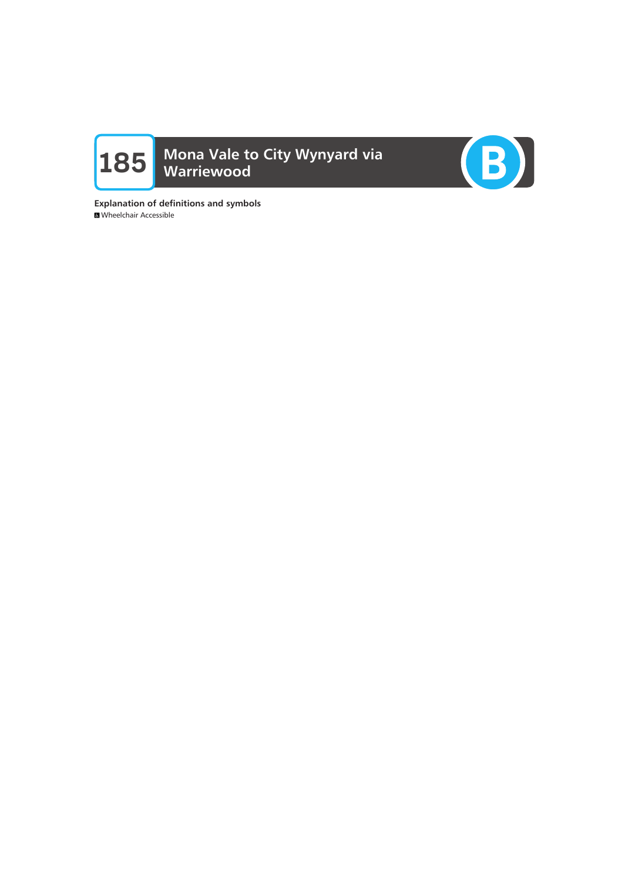# 185 Mona Vale to City Wynyard via Warriewood

B

**Explanation of definitions and symbols**

Wheelchair Accessible